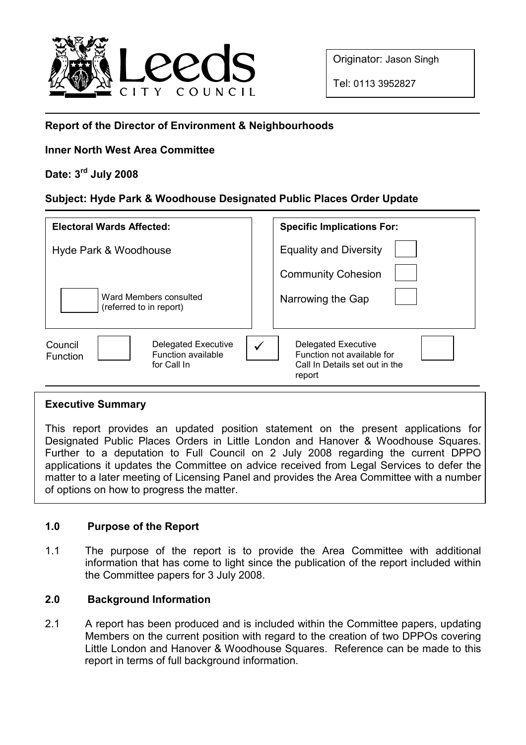Originator: Jason Singh

Tel: 0113 3952827

**Report of the Director of Environment & Neighbourhoods**

**Inner North West Area Committee**

**Date: 3rd July 2008**

**Subject: Hyde Park & Woodhouse Designated Public Places Order Update**

| **Electoral Wards Affected:** | **Specific Implications For:** | |
|---|---|---|
| Hyde Park & Woodhouse | Equality and Diversity | ☐ |
| | Community Cohesion | ☐ |
| ☐ Ward Members consulted (referred to in report) | Narrowing the Gap | ☐ |

| Council Function | ☐ | Delegated Executive Function available for Call In | ✓ | Delegated Executive Function not available for Call In Details set out in the report | ☐ |
|---|---|---|---|---|---|

## Executive Summary

This report provides an updated position statement on the present applications for Designated Public Places Orders in Little London and Hanover & Woodhouse Squares. Further to a deputation to Full Council on 2 July 2008 regarding the current DPPO applications it updates the Committee on advice received from Legal Services to defer the matter to a later meeting of Licensing Panel and provides the Area Committee with a number of options on how to progress the matter.

## 1.0 Purpose of the Report

1.1 The purpose of the report is to provide the Area Committee with additional information that has come to light since the publication of the report included within the Committee papers for 3 July 2008.

## 2.0 Background Information

2.1 A report has been produced and is included within the Committee papers, updating Members on the current position with regard to the creation of two DPPOs covering Little London and Hanover & Woodhouse Squares. Reference can be made to this report in terms of full background information.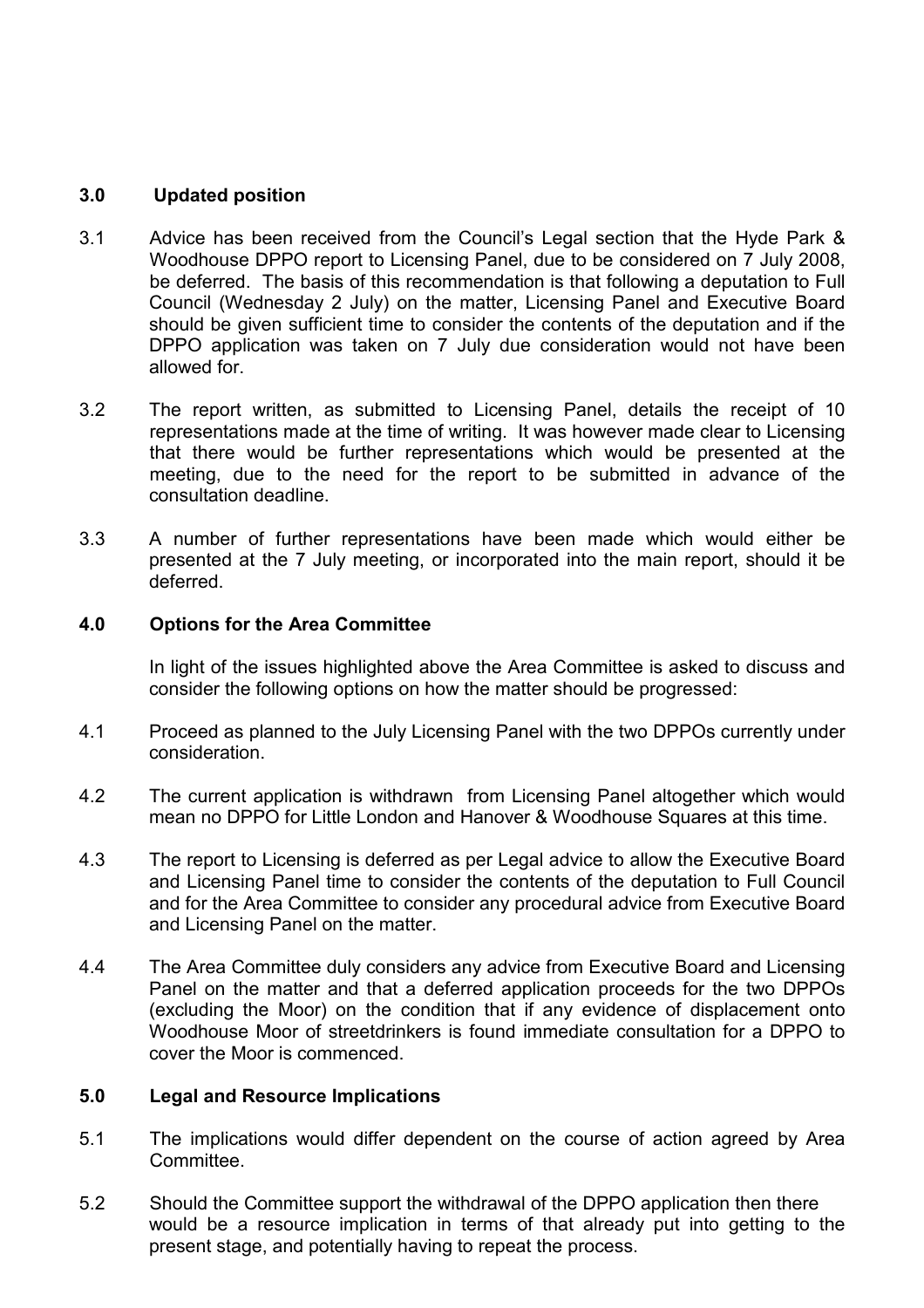## 3.0 Updated position

3.1 Advice has been received from the Council's Legal section that the Hyde Park & Woodhouse DPPO report to Licensing Panel, due to be considered on 7 July 2008, be deferred. The basis of this recommendation is that following a deputation to Full Council (Wednesday 2 July) on the matter, Licensing Panel and Executive Board should be given sufficient time to consider the contents of the deputation and if the DPPO application was taken on 7 July due consideration would not have been allowed for.

3.2 The report written, as submitted to Licensing Panel, details the receipt of 10 representations made at the time of writing. It was however made clear to Licensing that there would be further representations which would be presented at the meeting, due to the need for the report to be submitted in advance of the consultation deadline.

3.3 A number of further representations have been made which would either be presented at the 7 July meeting, or incorporated into the main report, should it be deferred.

## 4.0 Options for the Area Committee

In light of the issues highlighted above the Area Committee is asked to discuss and consider the following options on how the matter should be progressed:

4.1 Proceed as planned to the July Licensing Panel with the two DPPOs currently under consideration.

4.2 The current application is withdrawn from Licensing Panel altogether which would mean no DPPO for Little London and Hanover & Woodhouse Squares at this time.

4.3 The report to Licensing is deferred as per Legal advice to allow the Executive Board and Licensing Panel time to consider the contents of the deputation to Full Council and for the Area Committee to consider any procedural advice from Executive Board and Licensing Panel on the matter.

4.4 The Area Committee duly considers any advice from Executive Board and Licensing Panel on the matter and that a deferred application proceeds for the two DPPOs (excluding the Moor) on the condition that if any evidence of displacement onto Woodhouse Moor of streetdrinkers is found immediate consultation for a DPPO to cover the Moor is commenced.

## 5.0 Legal and Resource Implications

5.1 The implications would differ dependent on the course of action agreed by Area Committee.

5.2 Should the Committee support the withdrawal of the DPPO application then there would be a resource implication in terms of that already put into getting to the present stage, and potentially having to repeat the process.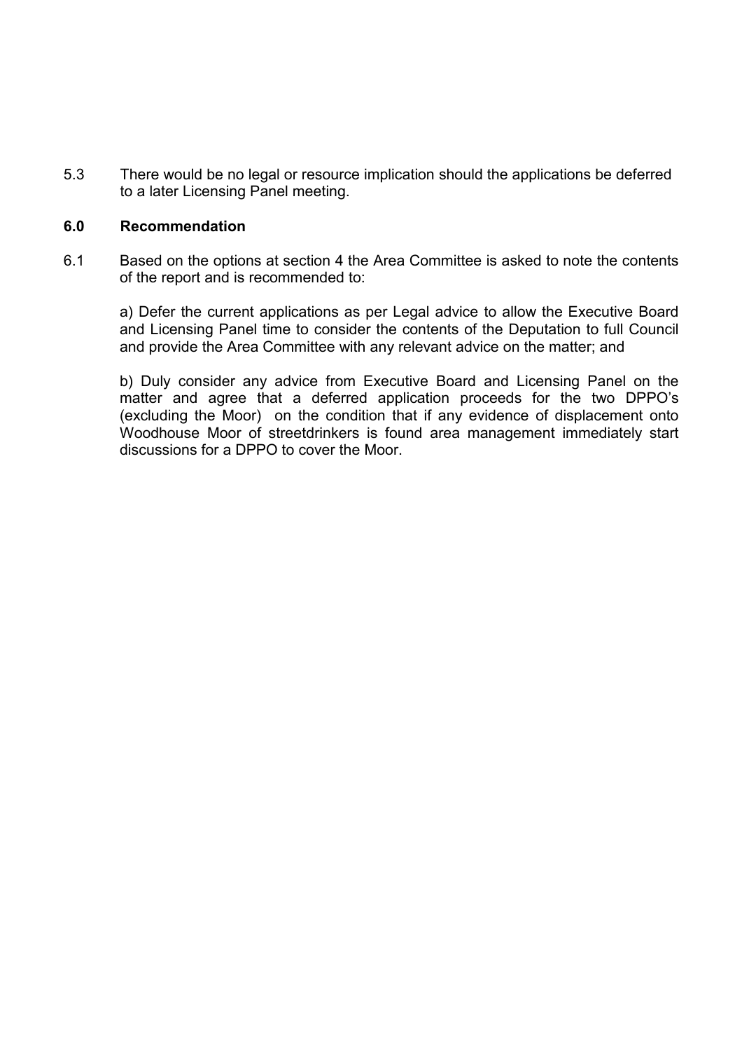5.3 There would be no legal or resource implication should the applications be deferred to a later Licensing Panel meeting.

## 6.0 Recommendation

6.1 Based on the options at section 4 the Area Committee is asked to note the contents of the report and is recommended to:

a) Defer the current applications as per Legal advice to allow the Executive Board and Licensing Panel time to consider the contents of the Deputation to full Council and provide the Area Committee with any relevant advice on the matter; and

b) Duly consider any advice from Executive Board and Licensing Panel on the matter and agree that a deferred application proceeds for the two DPPO's (excluding the Moor) on the condition that if any evidence of displacement onto Woodhouse Moor of streetdrinkers is found area management immediately start discussions for a DPPO to cover the Moor.